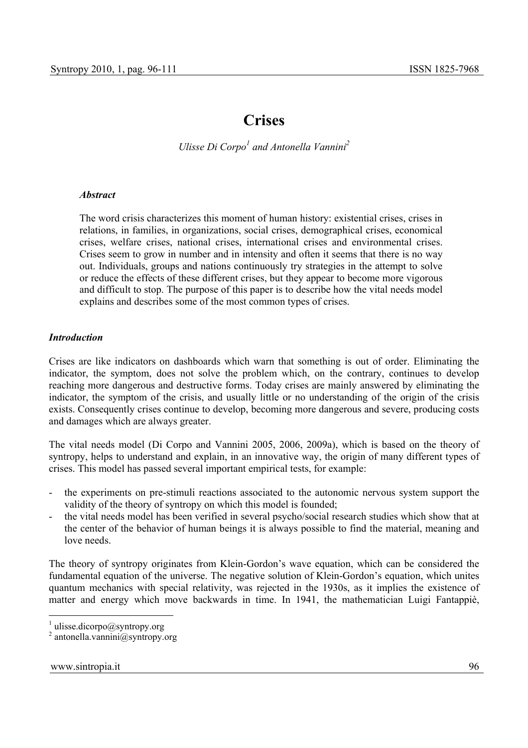# Crises

*Ulisse Di Corpo[1] and Antonella Vannini[2]*

### *Abstract*

The word crisis characterizes this moment of human history: existential crises, crises in relations, in families, in organizations, social crises, demographical crises, economical crises, welfare crises, national crises, international crises and environmental crises. Crises seem to grow in number and in intensity and often it seems that there is no way out. Individuals, groups and nations continuously try strategies in the attempt to solve or reduce the effects of these different crises, but they appear to become more vigorous and difficult to stop. The purpose of this paper is to describe how the vital needs model explains and describes some of the most common types of crises.

## *Introduction*

Crises are like indicators on dashboards which warn that something is out of order. Eliminating the indicator, the symptom, does not solve the problem which, on the contrary, continues to develop reaching more dangerous and destructive forms. Today crises are mainly answered by eliminating the indicator, the symptom of the crisis, and usually little or no understanding of the origin of the crisis exists. Consequently crises continue to develop, becoming more dangerous and severe, producing costs and damages which are always greater.

The vital needs model (Di Corpo and Vannini 2005, 2006, 2009a), which is based on the theory of syntropy, helps to understand and explain, in an innovative way, the origin of many different types of crises. This model has passed several important empirical tests, for example:

- the experiments on pre-stimuli reactions associated to the autonomic nervous system support the validity of the theory of syntropy on which this model is founded;
- the vital needs model has been verified in several psycho/social research studies which show that at the center of the behavior of human beings it is always possible to find the material, meaning and love needs.

The theory of syntropy originates from Klein-Gordon's wave equation, which can be considered the fundamental equation of the universe. The negative solution of Klein-Gordon's equation, which unites quantum mechanics with special relativity, was rejected in the 1930s, as it implies the existence of matter and energy which move backwards in time. In 1941, the mathematician Luigi Fantappiè,

---

[1] ulisse.dicorpo@syntropy.org

[2] antonella.vannini@syntropy.org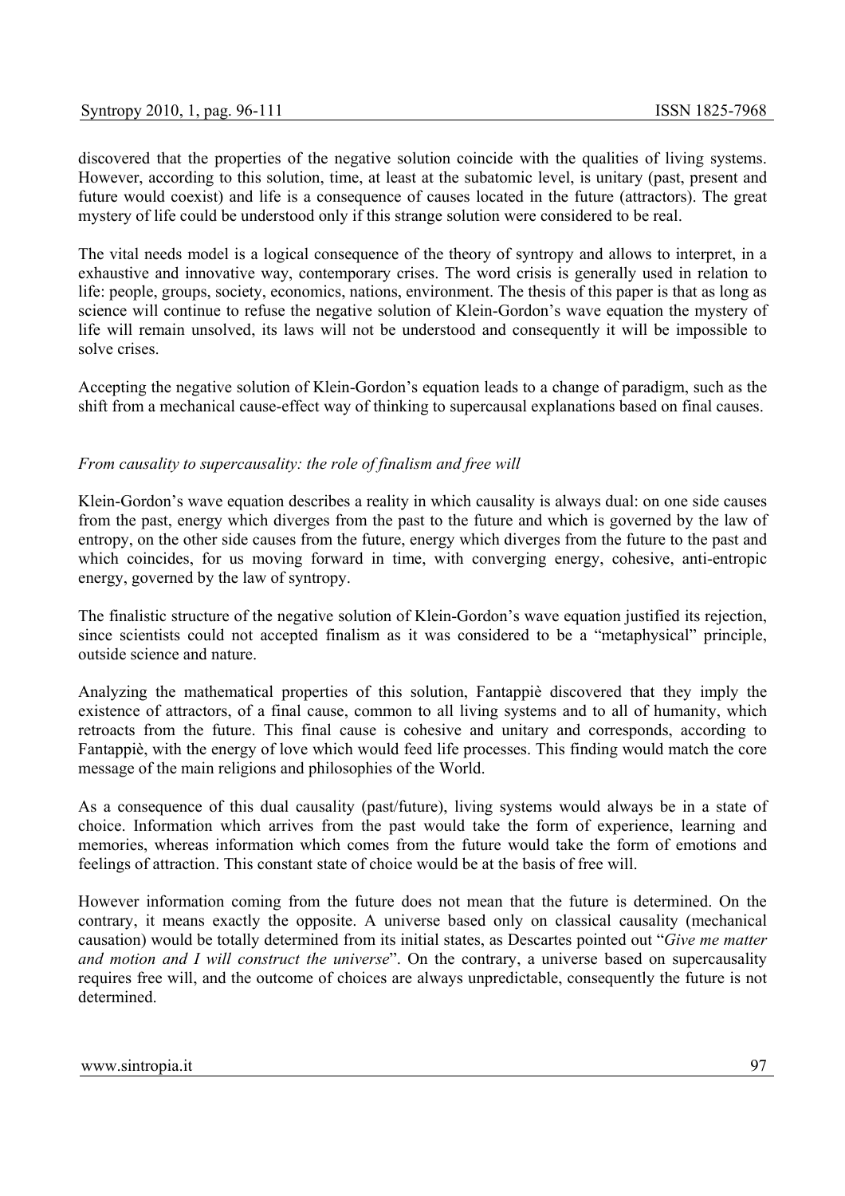discovered that the properties of the negative solution coincide with the qualities of living systems. However, according to this solution, time, at least at the subatomic level, is unitary (past, present and future would coexist) and life is a consequence of causes located in the future (attractors). The great mystery of life could be understood only if this strange solution were considered to be real.

The vital needs model is a logical consequence of the theory of syntropy and allows to interpret, in a exhaustive and innovative way, contemporary crises. The word crisis is generally used in relation to life: people, groups, society, economics, nations, environment. The thesis of this paper is that as long as science will continue to refuse the negative solution of Klein-Gordon's wave equation the mystery of life will remain unsolved, its laws will not be understood and consequently it will be impossible to solve crises.

Accepting the negative solution of Klein-Gordon's equation leads to a change of paradigm, such as the shift from a mechanical cause-effect way of thinking to supercausal explanations based on final causes.

*From causality to supercausality: the role of finalism and free will*

Klein-Gordon's wave equation describes a reality in which causality is always dual: on one side causes from the past, energy which diverges from the past to the future and which is governed by the law of entropy, on the other side causes from the future, energy which diverges from the future to the past and which coincides, for us moving forward in time, with converging energy, cohesive, anti-entropic energy, governed by the law of syntropy.

The finalistic structure of the negative solution of Klein-Gordon's wave equation justified its rejection, since scientists could not accepted finalism as it was considered to be a "metaphysical" principle, outside science and nature.

Analyzing the mathematical properties of this solution, Fantappiè discovered that they imply the existence of attractors, of a final cause, common to all living systems and to all of humanity, which retroacts from the future. This final cause is cohesive and unitary and corresponds, according to Fantappiè, with the energy of love which would feed life processes. This finding would match the core message of the main religions and philosophies of the World.

As a consequence of this dual causality (past/future), living systems would always be in a state of choice. Information which arrives from the past would take the form of experience, learning and memories, whereas information which comes from the future would take the form of emotions and feelings of attraction. This constant state of choice would be at the basis of free will.

However information coming from the future does not mean that the future is determined. On the contrary, it means exactly the opposite. A universe based only on classical causality (mechanical causation) would be totally determined from its initial states, as Descartes pointed out "*Give me matter and motion and I will construct the universe*". On the contrary, a universe based on supercausality requires free will, and the outcome of choices are always unpredictable, consequently the future is not determined.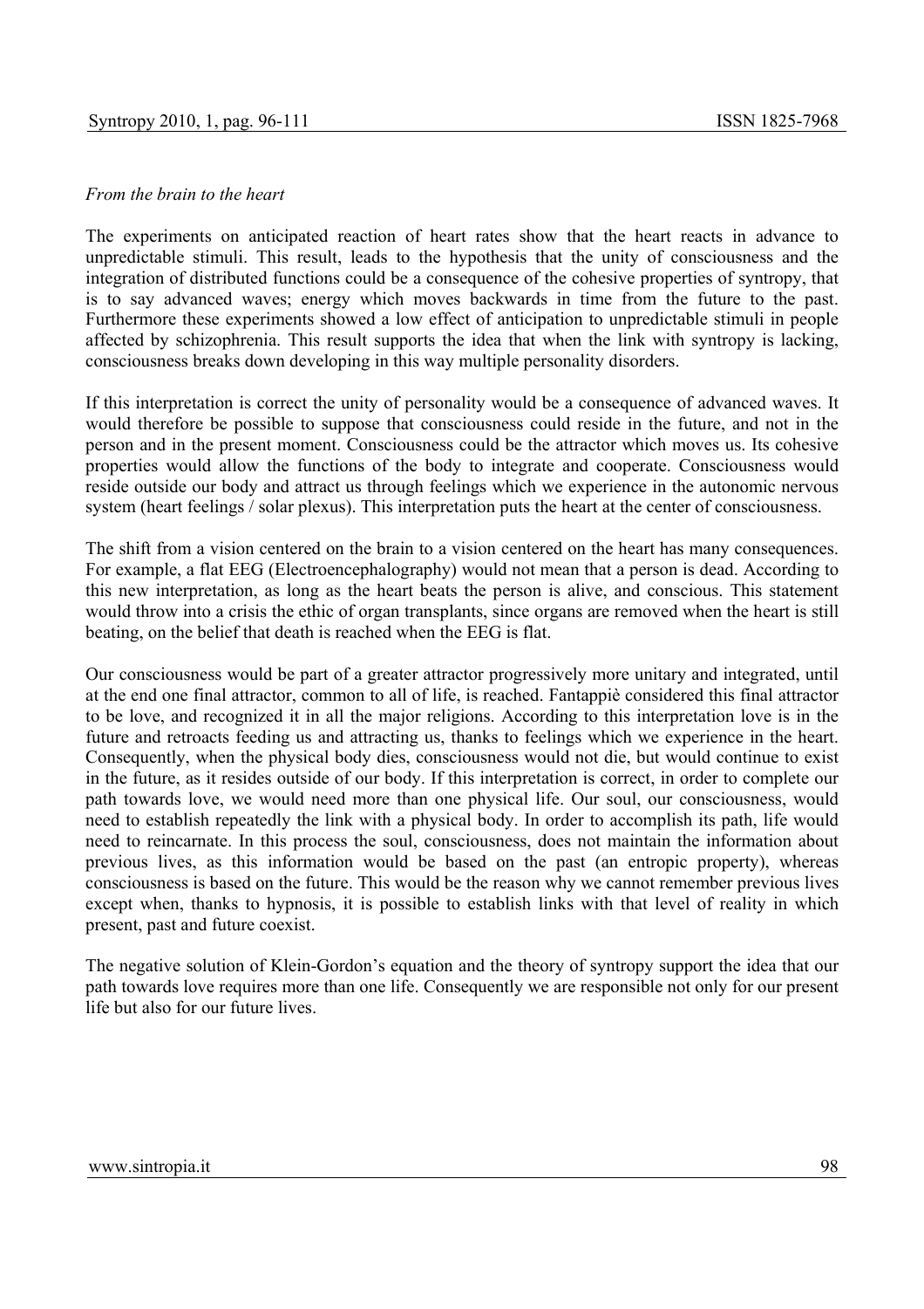*From the brain to the heart*

The experiments on anticipated reaction of heart rates show that the heart reacts in advance to unpredictable stimuli. This result, leads to the hypothesis that the unity of consciousness and the integration of distributed functions could be a consequence of the cohesive properties of syntropy, that is to say advanced waves; energy which moves backwards in time from the future to the past. Furthermore these experiments showed a low effect of anticipation to unpredictable stimuli in people affected by schizophrenia. This result supports the idea that when the link with syntropy is lacking, consciousness breaks down developing in this way multiple personality disorders.

If this interpretation is correct the unity of personality would be a consequence of advanced waves. It would therefore be possible to suppose that consciousness could reside in the future, and not in the person and in the present moment. Consciousness could be the attractor which moves us. Its cohesive properties would allow the functions of the body to integrate and cooperate. Consciousness would reside outside our body and attract us through feelings which we experience in the autonomic nervous system (heart feelings / solar plexus). This interpretation puts the heart at the center of consciousness.

The shift from a vision centered on the brain to a vision centered on the heart has many consequences. For example, a flat EEG (Electroencephalography) would not mean that a person is dead. According to this new interpretation, as long as the heart beats the person is alive, and conscious. This statement would throw into a crisis the ethic of organ transplants, since organs are removed when the heart is still beating, on the belief that death is reached when the EEG is flat.

Our consciousness would be part of a greater attractor progressively more unitary and integrated, until at the end one final attractor, common to all of life, is reached. Fantappiè considered this final attractor to be love, and recognized it in all the major religions. According to this interpretation love is in the future and retroacts feeding us and attracting us, thanks to feelings which we experience in the heart. Consequently, when the physical body dies, consciousness would not die, but would continue to exist in the future, as it resides outside of our body. If this interpretation is correct, in order to complete our path towards love, we would need more than one physical life. Our soul, our consciousness, would need to establish repeatedly the link with a physical body. In order to accomplish its path, life would need to reincarnate. In this process the soul, consciousness, does not maintain the information about previous lives, as this information would be based on the past (an entropic property), whereas consciousness is based on the future. This would be the reason why we cannot remember previous lives except when, thanks to hypnosis, it is possible to establish links with that level of reality in which present, past and future coexist.

The negative solution of Klein-Gordon's equation and the theory of syntropy support the idea that our path towards love requires more than one life. Consequently we are responsible not only for our present life but also for our future lives.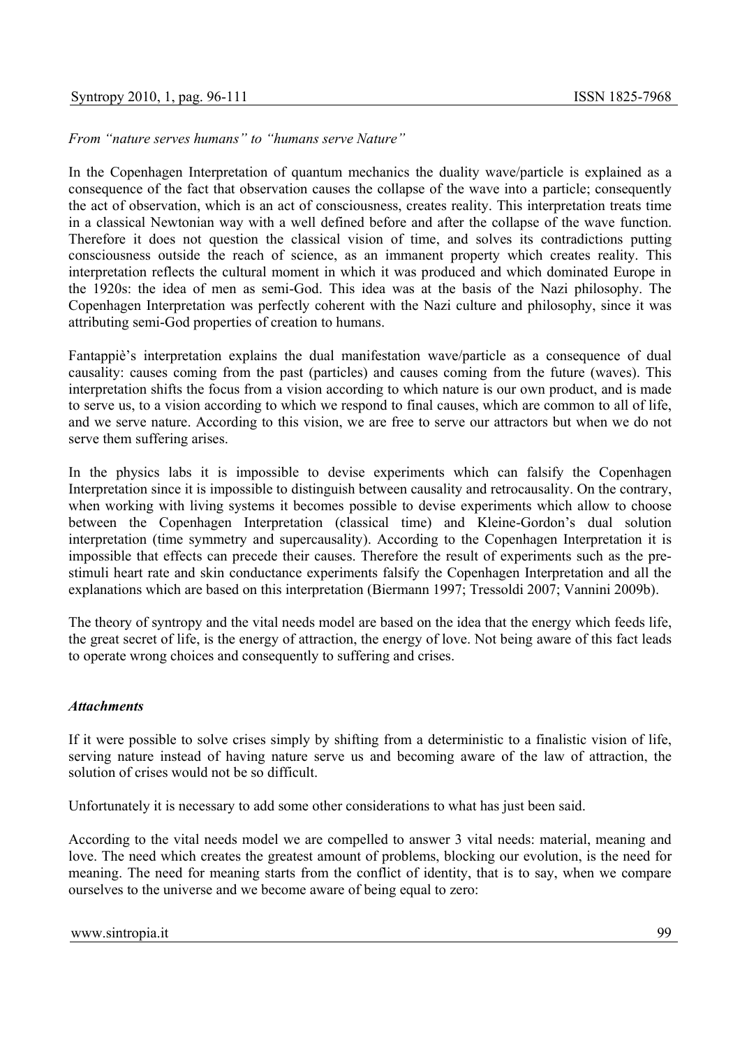*From "nature serves humans" to "humans serve Nature"*

In the Copenhagen Interpretation of quantum mechanics the duality wave/particle is explained as a consequence of the fact that observation causes the collapse of the wave into a particle; consequently the act of observation, which is an act of consciousness, creates reality. This interpretation treats time in a classical Newtonian way with a well defined before and after the collapse of the wave function. Therefore it does not question the classical vision of time, and solves its contradictions putting consciousness outside the reach of science, as an immanent property which creates reality. This interpretation reflects the cultural moment in which it was produced and which dominated Europe in the 1920s: the idea of men as semi-God. This idea was at the basis of the Nazi philosophy. The Copenhagen Interpretation was perfectly coherent with the Nazi culture and philosophy, since it was attributing semi-God properties of creation to humans.

Fantappiè's interpretation explains the dual manifestation wave/particle as a consequence of dual causality: causes coming from the past (particles) and causes coming from the future (waves). This interpretation shifts the focus from a vision according to which nature is our own product, and is made to serve us, to a vision according to which we respond to final causes, which are common to all of life, and we serve nature. According to this vision, we are free to serve our attractors but when we do not serve them suffering arises.

In the physics labs it is impossible to devise experiments which can falsify the Copenhagen Interpretation since it is impossible to distinguish between causality and retrocausality. On the contrary, when working with living systems it becomes possible to devise experiments which allow to choose between the Copenhagen Interpretation (classical time) and Kleine-Gordon's dual solution interpretation (time symmetry and supercausality). According to the Copenhagen Interpretation it is impossible that effects can precede their causes. Therefore the result of experiments such as the pre-stimuli heart rate and skin conductance experiments falsify the Copenhagen Interpretation and all the explanations which are based on this interpretation (Biermann 1997; Tressoldi 2007; Vannini 2009b).

The theory of syntropy and the vital needs model are based on the idea that the energy which feeds life, the great secret of life, is the energy of attraction, the energy of love. Not being aware of this fact leads to operate wrong choices and consequently to suffering and crises.

***Attachments***

If it were possible to solve crises simply by shifting from a deterministic to a finalistic vision of life, serving nature instead of having nature serve us and becoming aware of the law of attraction, the solution of crises would not be so difficult.

Unfortunately it is necessary to add some other considerations to what has just been said.

According to the vital needs model we are compelled to answer 3 vital needs: material, meaning and love. The need which creates the greatest amount of problems, blocking our evolution, is the need for meaning. The need for meaning starts from the conflict of identity, that is to say, when we compare ourselves to the universe and we become aware of being equal to zero: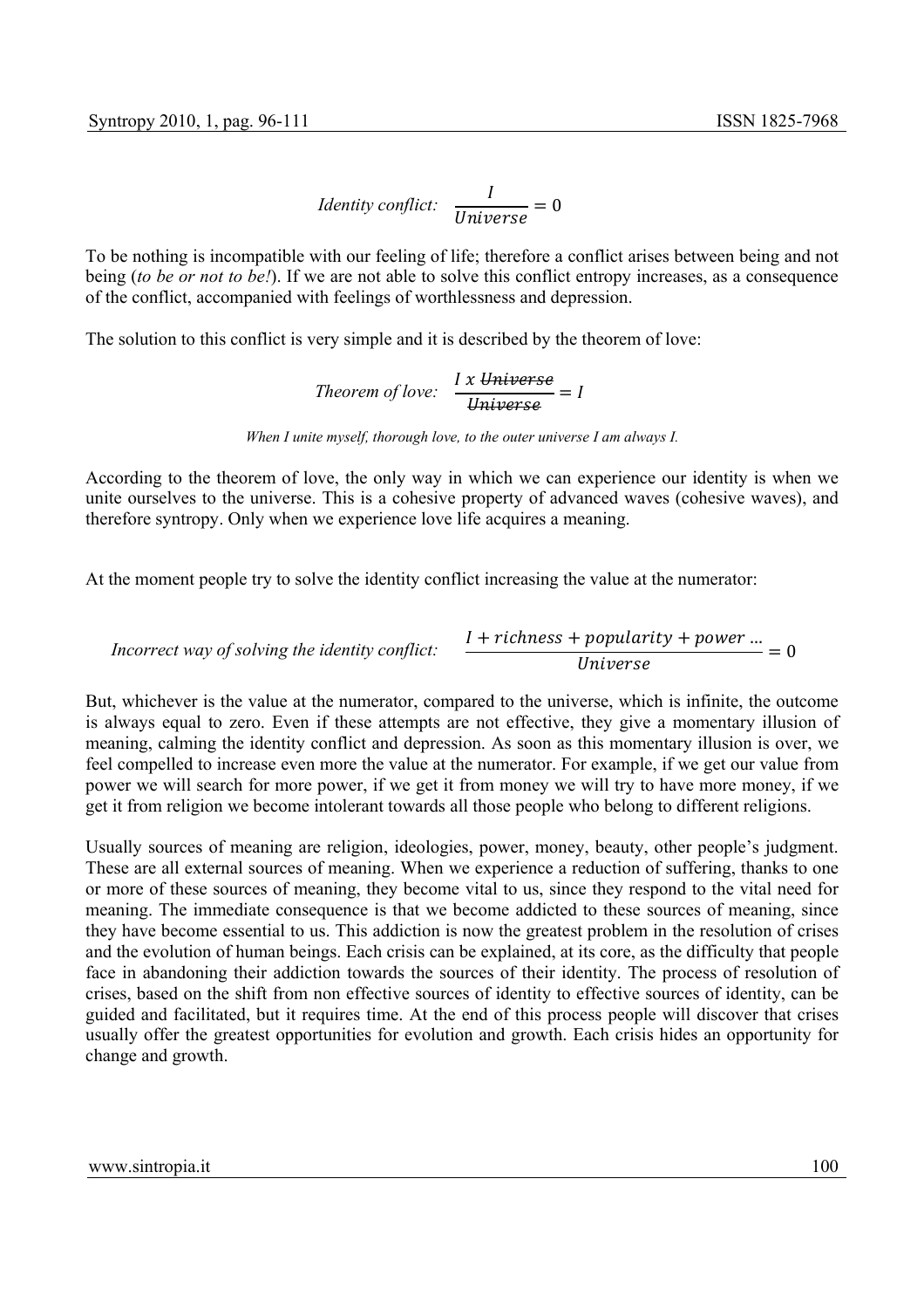$$\textit{Identity conflict:} \quad \frac{I}{Universe} = 0$$

To be nothing is incompatible with our feeling of life; therefore a conflict arises between being and not being (*to be or not to be!*). If we are not able to solve this conflict entropy increases, as a consequence of the conflict, accompanied with feelings of worthlessness and depression.

The solution to this conflict is very simple and it is described by the theorem of love:

$$\textit{Theorem of love:} \quad \frac{I\ x\ \cancel{Universe}}{\cancel{Universe}} = I$$

*When I unite myself, thorough love, to the outer universe I am always I.*

According to the theorem of love, the only way in which we can experience our identity is when we unite ourselves to the universe. This is a cohesive property of advanced waves (cohesive waves), and therefore syntropy. Only when we experience love life acquires a meaning.

At the moment people try to solve the identity conflict increasing the value at the numerator:

$$\textit{Incorrect way of solving the identity conflict:} \quad \frac{I + richness + popularity + power\ ...}{Universe} = 0$$

But, whichever is the value at the numerator, compared to the universe, which is infinite, the outcome is always equal to zero. Even if these attempts are not effective, they give a momentary illusion of meaning, calming the identity conflict and depression. As soon as this momentary illusion is over, we feel compelled to increase even more the value at the numerator. For example, if we get our value from power we will search for more power, if we get it from money we will try to have more money, if we get it from religion we become intolerant towards all those people who belong to different religions.

Usually sources of meaning are religion, ideologies, power, money, beauty, other people's judgment. These are all external sources of meaning. When we experience a reduction of suffering, thanks to one or more of these sources of meaning, they become vital to us, since they respond to the vital need for meaning. The immediate consequence is that we become addicted to these sources of meaning, since they have become essential to us. This addiction is now the greatest problem in the resolution of crises and the evolution of human beings. Each crisis can be explained, at its core, as the difficulty that people face in abandoning their addiction towards the sources of their identity. The process of resolution of crises, based on the shift from non effective sources of identity to effective sources of identity, can be guided and facilitated, but it requires time. At the end of this process people will discover that crises usually offer the greatest opportunities for evolution and growth. Each crisis hides an opportunity for change and growth.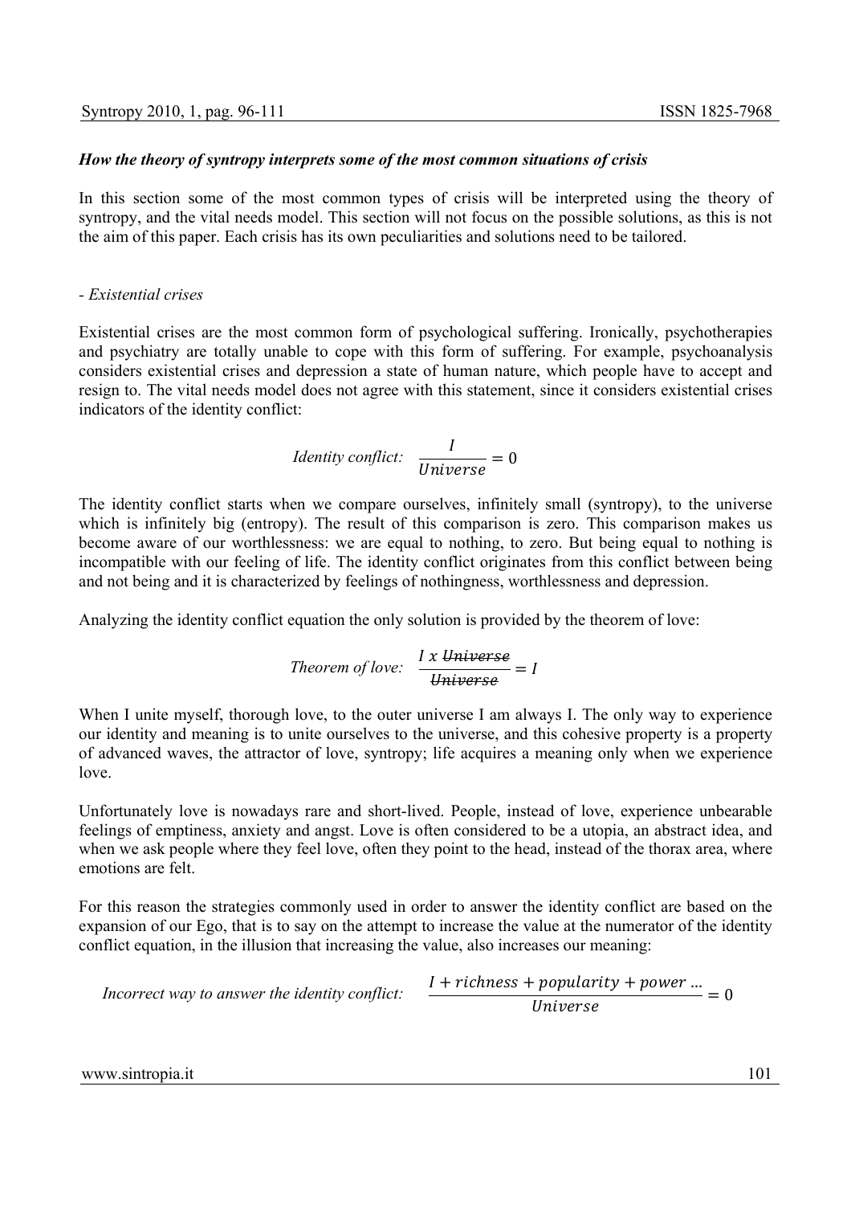*How the theory of syntropy interprets some of the most common situations of crisis*

In this section some of the most common types of crisis will be interpreted using the theory of syntropy, and the vital needs model. This section will not focus on the possible solutions, as this is not the aim of this paper. Each crisis has its own peculiarities and solutions need to be tailored.

*- Existential crises*

Existential crises are the most common form of psychological suffering. Ironically, psychotherapies and psychiatry are totally unable to cope with this form of suffering. For example, psychoanalysis considers existential crises and depression a state of human nature, which people have to accept and resign to. The vital needs model does not agree with this statement, since it considers existential crises indicators of the identity conflict:

$$\textit{Identity conflict:} \quad \frac{I}{Universe} = 0$$

The identity conflict starts when we compare ourselves, infinitely small (syntropy), to the universe which is infinitely big (entropy). The result of this comparison is zero. This comparison makes us become aware of our worthlessness: we are equal to nothing, to zero. But being equal to nothing is incompatible with our feeling of life. The identity conflict originates from this conflict between being and not being and it is characterized by feelings of nothingness, worthlessness and depression.

Analyzing the identity conflict equation the only solution is provided by the theorem of love:

$$\textit{Theorem of love:} \quad \frac{I \text{ x } \cancel{Universe}}{\cancel{Universe}} = I$$

When I unite myself, thorough love, to the outer universe I am always I. The only way to experience our identity and meaning is to unite ourselves to the universe, and this cohesive property is a property of advanced waves, the attractor of love, syntropy; life acquires a meaning only when we experience love.

Unfortunately love is nowadays rare and short-lived. People, instead of love, experience unbearable feelings of emptiness, anxiety and angst. Love is often considered to be a utopia, an abstract idea, and when we ask people where they feel love, often they point to the head, instead of the thorax area, where emotions are felt.

For this reason the strategies commonly used in order to answer the identity conflict are based on the expansion of our Ego, that is to say on the attempt to increase the value at the numerator of the identity conflict equation, in the illusion that increasing the value, also increases our meaning:

$$\textit{Incorrect way to answer the identity conflict:} \quad \frac{I + richness + popularity + power \ldots}{Universe} = 0$$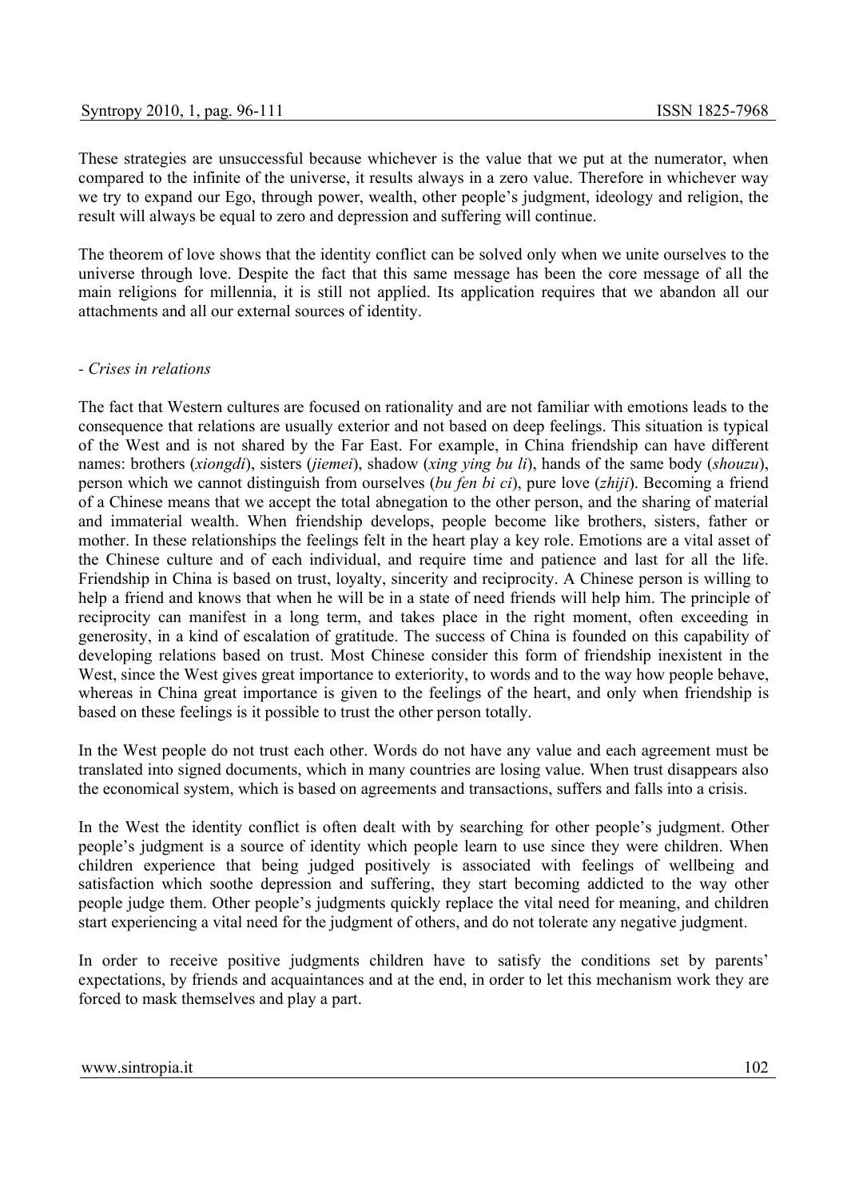These strategies are unsuccessful because whichever is the value that we put at the numerator, when compared to the infinite of the universe, it results always in a zero value. Therefore in whichever way we try to expand our Ego, through power, wealth, other people's judgment, ideology and religion, the result will always be equal to zero and depression and suffering will continue.

The theorem of love shows that the identity conflict can be solved only when we unite ourselves to the universe through love. Despite the fact that this same message has been the core message of all the main religions for millennia, it is still not applied. Its application requires that we abandon all our attachments and all our external sources of identity.

- *Crises in relations*

The fact that Western cultures are focused on rationality and are not familiar with emotions leads to the consequence that relations are usually exterior and not based on deep feelings. This situation is typical of the West and is not shared by the Far East. For example, in China friendship can have different names: brothers (*xiongdi*), sisters (*jiemei*), shadow (*xing ying bu li*), hands of the same body (*shouzu*), person which we cannot distinguish from ourselves (*bu fen bi ci*), pure love (*zhiji*). Becoming a friend of a Chinese means that we accept the total abnegation to the other person, and the sharing of material and immaterial wealth. When friendship develops, people become like brothers, sisters, father or mother. In these relationships the feelings felt in the heart play a key role. Emotions are a vital asset of the Chinese culture and of each individual, and require time and patience and last for all the life. Friendship in China is based on trust, loyalty, sincerity and reciprocity. A Chinese person is willing to help a friend and knows that when he will be in a state of need friends will help him. The principle of reciprocity can manifest in a long term, and takes place in the right moment, often exceeding in generosity, in a kind of escalation of gratitude. The success of China is founded on this capability of developing relations based on trust. Most Chinese consider this form of friendship inexistent in the West, since the West gives great importance to exteriority, to words and to the way how people behave, whereas in China great importance is given to the feelings of the heart, and only when friendship is based on these feelings is it possible to trust the other person totally.

In the West people do not trust each other. Words do not have any value and each agreement must be translated into signed documents, which in many countries are losing value. When trust disappears also the economical system, which is based on agreements and transactions, suffers and falls into a crisis.

In the West the identity conflict is often dealt with by searching for other people's judgment. Other people's judgment is a source of identity which people learn to use since they were children. When children experience that being judged positively is associated with feelings of wellbeing and satisfaction which soothe depression and suffering, they start becoming addicted to the way other people judge them. Other people's judgments quickly replace the vital need for meaning, and children start experiencing a vital need for the judgment of others, and do not tolerate any negative judgment.

In order to receive positive judgments children have to satisfy the conditions set by parents' expectations, by friends and acquaintances and at the end, in order to let this mechanism work they are forced to mask themselves and play a part.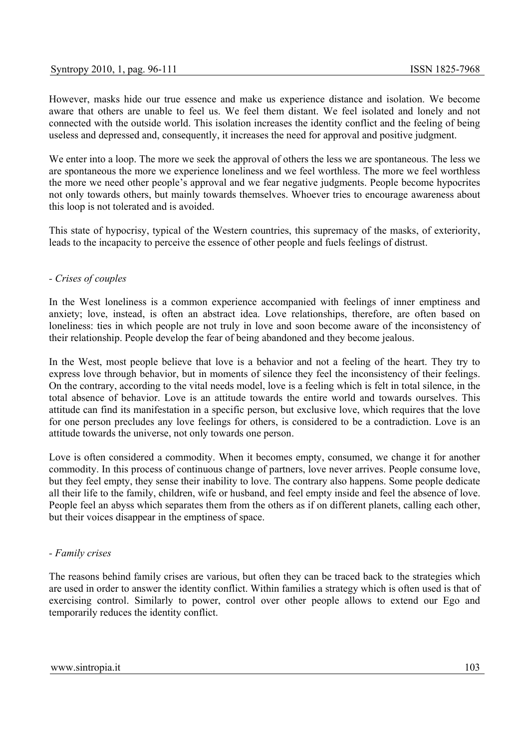However, masks hide our true essence and make us experience distance and isolation. We become aware that others are unable to feel us. We feel them distant. We feel isolated and lonely and not connected with the outside world. This isolation increases the identity conflict and the feeling of being useless and depressed and, consequently, it increases the need for approval and positive judgment.

We enter into a loop. The more we seek the approval of others the less we are spontaneous. The less we are spontaneous the more we experience loneliness and we feel worthless. The more we feel worthless the more we need other people's approval and we fear negative judgments. People become hypocrites not only towards others, but mainly towards themselves. Whoever tries to encourage awareness about this loop is not tolerated and is avoided.

This state of hypocrisy, typical of the Western countries, this supremacy of the masks, of exteriority, leads to the incapacity to perceive the essence of other people and fuels feelings of distrust.

*- Crises of couples*

In the West loneliness is a common experience accompanied with feelings of inner emptiness and anxiety; love, instead, is often an abstract idea. Love relationships, therefore, are often based on loneliness: ties in which people are not truly in love and soon become aware of the inconsistency of their relationship. People develop the fear of being abandoned and they become jealous.

In the West, most people believe that love is a behavior and not a feeling of the heart. They try to express love through behavior, but in moments of silence they feel the inconsistency of their feelings. On the contrary, according to the vital needs model, love is a feeling which is felt in total silence, in the total absence of behavior. Love is an attitude towards the entire world and towards ourselves. This attitude can find its manifestation in a specific person, but exclusive love, which requires that the love for one person precludes any love feelings for others, is considered to be a contradiction. Love is an attitude towards the universe, not only towards one person.

Love is often considered a commodity. When it becomes empty, consumed, we change it for another commodity. In this process of continuous change of partners, love never arrives. People consume love, but they feel empty, they sense their inability to love. The contrary also happens. Some people dedicate all their life to the family, children, wife or husband, and feel empty inside and feel the absence of love. People feel an abyss which separates them from the others as if on different planets, calling each other, but their voices disappear in the emptiness of space.

*- Family crises*

The reasons behind family crises are various, but often they can be traced back to the strategies which are used in order to answer the identity conflict. Within families a strategy which is often used is that of exercising control. Similarly to power, control over other people allows to extend our Ego and temporarily reduces the identity conflict.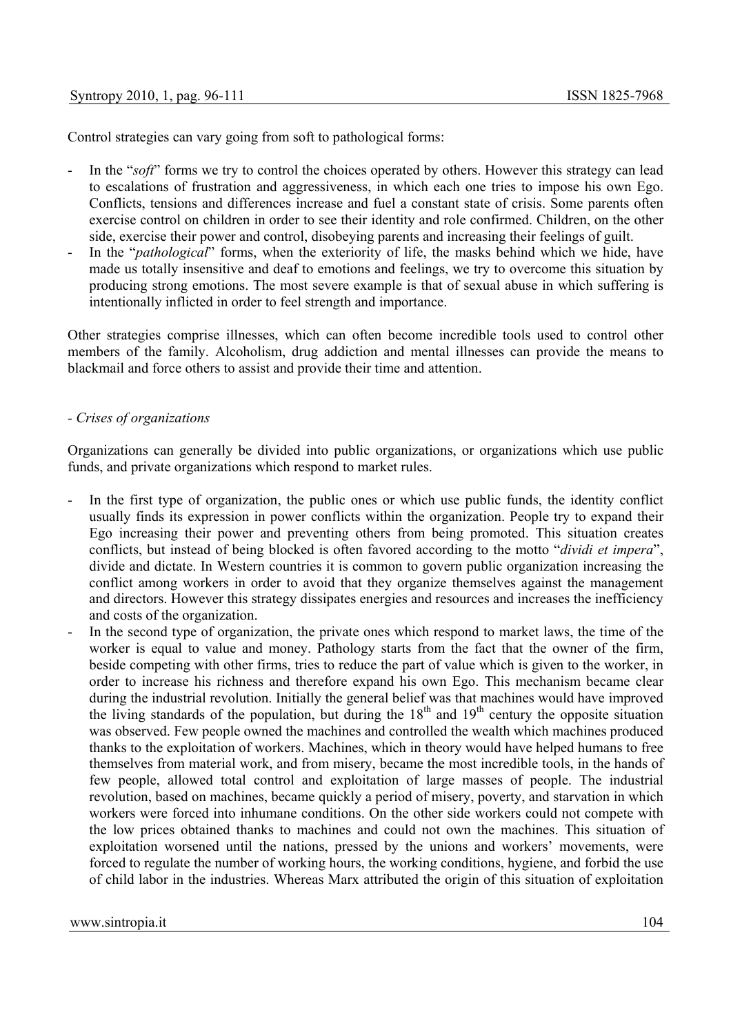Control strategies can vary going from soft to pathological forms:

- In the "*soft*" forms we try to control the choices operated by others. However this strategy can lead to escalations of frustration and aggressiveness, in which each one tries to impose his own Ego. Conflicts, tensions and differences increase and fuel a constant state of crisis. Some parents often exercise control on children in order to see their identity and role confirmed. Children, on the other side, exercise their power and control, disobeying parents and increasing their feelings of guilt.
- In the "*pathological*" forms, when the exteriority of life, the masks behind which we hide, have made us totally insensitive and deaf to emotions and feelings, we try to overcome this situation by producing strong emotions. The most severe example is that of sexual abuse in which suffering is intentionally inflicted in order to feel strength and importance.

Other strategies comprise illnesses, which can often become incredible tools used to control other members of the family. Alcoholism, drug addiction and mental illnesses can provide the means to blackmail and force others to assist and provide their time and attention.

*- Crises of organizations*

Organizations can generally be divided into public organizations, or organizations which use public funds, and private organizations which respond to market rules.

- In the first type of organization, the public ones or which use public funds, the identity conflict usually finds its expression in power conflicts within the organization. People try to expand their Ego increasing their power and preventing others from being promoted. This situation creates conflicts, but instead of being blocked is often favored according to the motto "*dividi et impera*", divide and dictate. In Western countries it is common to govern public organization increasing the conflict among workers in order to avoid that they organize themselves against the management and directors. However this strategy dissipates energies and resources and increases the inefficiency and costs of the organization.
- In the second type of organization, the private ones which respond to market laws, the time of the worker is equal to value and money. Pathology starts from the fact that the owner of the firm, beside competing with other firms, tries to reduce the part of value which is given to the worker, in order to increase his richness and therefore expand his own Ego. This mechanism became clear during the industrial revolution. Initially the general belief was that machines would have improved the living standards of the population, but during the 18th and 19th century the opposite situation was observed. Few people owned the machines and controlled the wealth which machines produced thanks to the exploitation of workers. Machines, which in theory would have helped humans to free themselves from material work, and from misery, became the most incredible tools, in the hands of few people, allowed total control and exploitation of large masses of people. The industrial revolution, based on machines, became quickly a period of misery, poverty, and starvation in which workers were forced into inhumane conditions. On the other side workers could not compete with the low prices obtained thanks to machines and could not own the machines. This situation of exploitation worsened until the nations, pressed by the unions and workers' movements, were forced to regulate the number of working hours, the working conditions, hygiene, and forbid the use of child labor in the industries. Whereas Marx attributed the origin of this situation of exploitation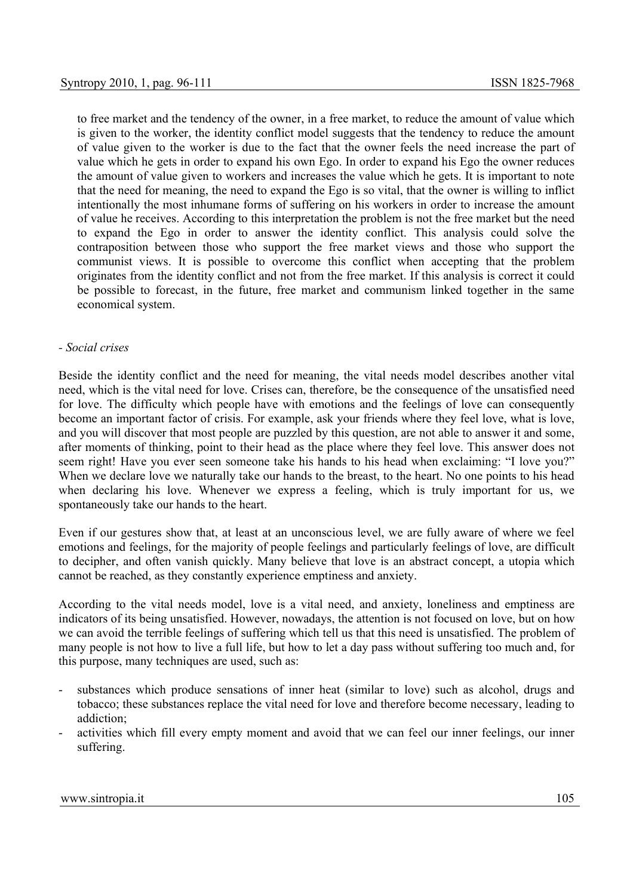to free market and the tendency of the owner, in a free market, to reduce the amount of value which is given to the worker, the identity conflict model suggests that the tendency to reduce the amount of value given to the worker is due to the fact that the owner feels the need increase the part of value which he gets in order to expand his own Ego. In order to expand his Ego the owner reduces the amount of value given to workers and increases the value which he gets. It is important to note that the need for meaning, the need to expand the Ego is so vital, that the owner is willing to inflict intentionally the most inhumane forms of suffering on his workers in order to increase the amount of value he receives. According to this interpretation the problem is not the free market but the need to expand the Ego in order to answer the identity conflict. This analysis could solve the contraposition between those who support the free market views and those who support the communist views. It is possible to overcome this conflict when accepting that the problem originates from the identity conflict and not from the free market. If this analysis is correct it could be possible to forecast, in the future, free market and communism linked together in the same economical system.

*- Social crises*

Beside the identity conflict and the need for meaning, the vital needs model describes another vital need, which is the vital need for love. Crises can, therefore, be the consequence of the unsatisfied need for love. The difficulty which people have with emotions and the feelings of love can consequently become an important factor of crisis. For example, ask your friends where they feel love, what is love, and you will discover that most people are puzzled by this question, are not able to answer it and some, after moments of thinking, point to their head as the place where they feel love. This answer does not seem right! Have you ever seen someone take his hands to his head when exclaiming: "I love you?" When we declare love we naturally take our hands to the breast, to the heart. No one points to his head when declaring his love. Whenever we express a feeling, which is truly important for us, we spontaneously take our hands to the heart.

Even if our gestures show that, at least at an unconscious level, we are fully aware of where we feel emotions and feelings, for the majority of people feelings and particularly feelings of love, are difficult to decipher, and often vanish quickly. Many believe that love is an abstract concept, a utopia which cannot be reached, as they constantly experience emptiness and anxiety.

According to the vital needs model, love is a vital need, and anxiety, loneliness and emptiness are indicators of its being unsatisfied. However, nowadays, the attention is not focused on love, but on how we can avoid the terrible feelings of suffering which tell us that this need is unsatisfied. The problem of many people is not how to live a full life, but how to let a day pass without suffering too much and, for this purpose, many techniques are used, such as:

- substances which produce sensations of inner heat (similar to love) such as alcohol, drugs and tobacco; these substances replace the vital need for love and therefore become necessary, leading to addiction;
- activities which fill every empty moment and avoid that we can feel our inner feelings, our inner suffering.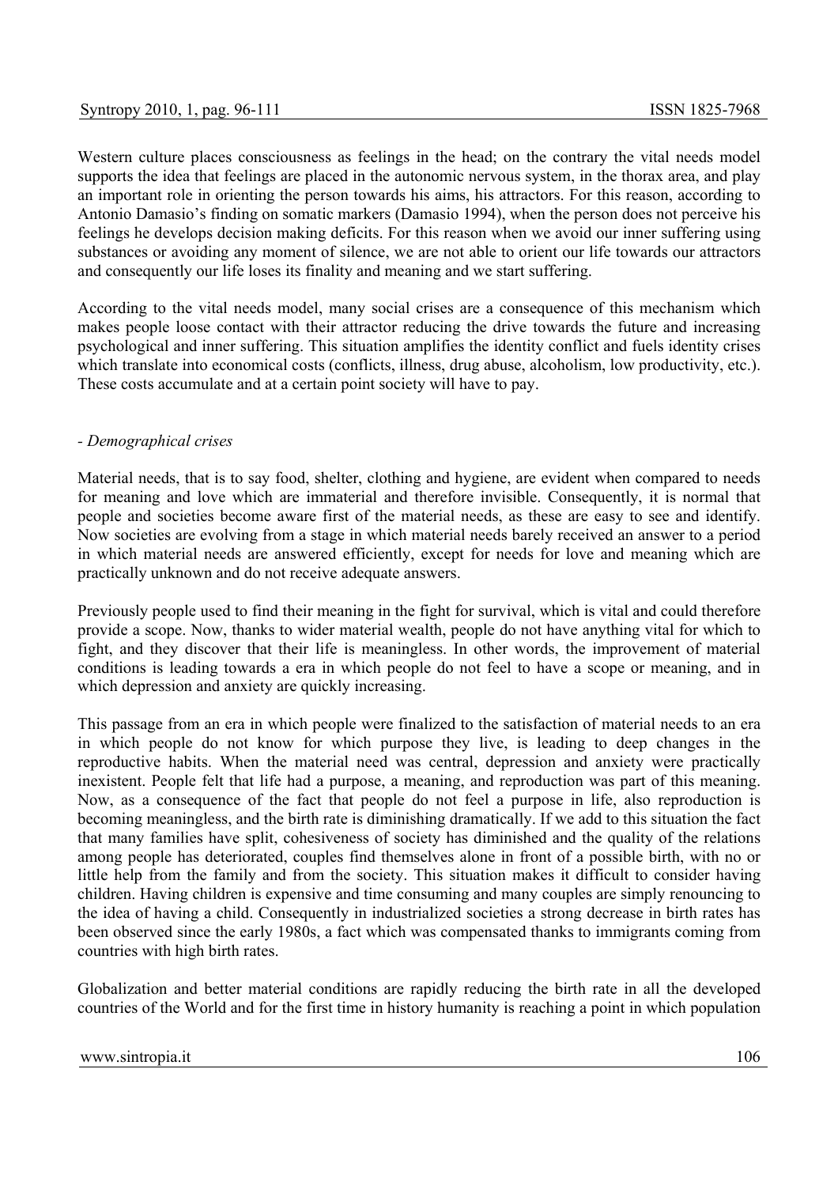Western culture places consciousness as feelings in the head; on the contrary the vital needs model supports the idea that feelings are placed in the autonomic nervous system, in the thorax area, and play an important role in orienting the person towards his aims, his attractors. For this reason, according to Antonio Damasio's finding on somatic markers (Damasio 1994), when the person does not perceive his feelings he develops decision making deficits. For this reason when we avoid our inner suffering using substances or avoiding any moment of silence, we are not able to orient our life towards our attractors and consequently our life loses its finality and meaning and we start suffering.

According to the vital needs model, many social crises are a consequence of this mechanism which makes people loose contact with their attractor reducing the drive towards the future and increasing psychological and inner suffering. This situation amplifies the identity conflict and fuels identity crises which translate into economical costs (conflicts, illness, drug abuse, alcoholism, low productivity, etc.). These costs accumulate and at a certain point society will have to pay.

- *Demographical crises*

Material needs, that is to say food, shelter, clothing and hygiene, are evident when compared to needs for meaning and love which are immaterial and therefore invisible. Consequently, it is normal that people and societies become aware first of the material needs, as these are easy to see and identify. Now societies are evolving from a stage in which material needs barely received an answer to a period in which material needs are answered efficiently, except for needs for love and meaning which are practically unknown and do not receive adequate answers.

Previously people used to find their meaning in the fight for survival, which is vital and could therefore provide a scope. Now, thanks to wider material wealth, people do not have anything vital for which to fight, and they discover that their life is meaningless. In other words, the improvement of material conditions is leading towards a era in which people do not feel to have a scope or meaning, and in which depression and anxiety are quickly increasing.

This passage from an era in which people were finalized to the satisfaction of material needs to an era in which people do not know for which purpose they live, is leading to deep changes in the reproductive habits. When the material need was central, depression and anxiety were practically inexistent. People felt that life had a purpose, a meaning, and reproduction was part of this meaning. Now, as a consequence of the fact that people do not feel a purpose in life, also reproduction is becoming meaningless, and the birth rate is diminishing dramatically. If we add to this situation the fact that many families have split, cohesiveness of society has diminished and the quality of the relations among people has deteriorated, couples find themselves alone in front of a possible birth, with no or little help from the family and from the society. This situation makes it difficult to consider having children. Having children is expensive and time consuming and many couples are simply renouncing to the idea of having a child. Consequently in industrialized societies a strong decrease in birth rates has been observed since the early 1980s, a fact which was compensated thanks to immigrants coming from countries with high birth rates.

Globalization and better material conditions are rapidly reducing the birth rate in all the developed countries of the World and for the first time in history humanity is reaching a point in which population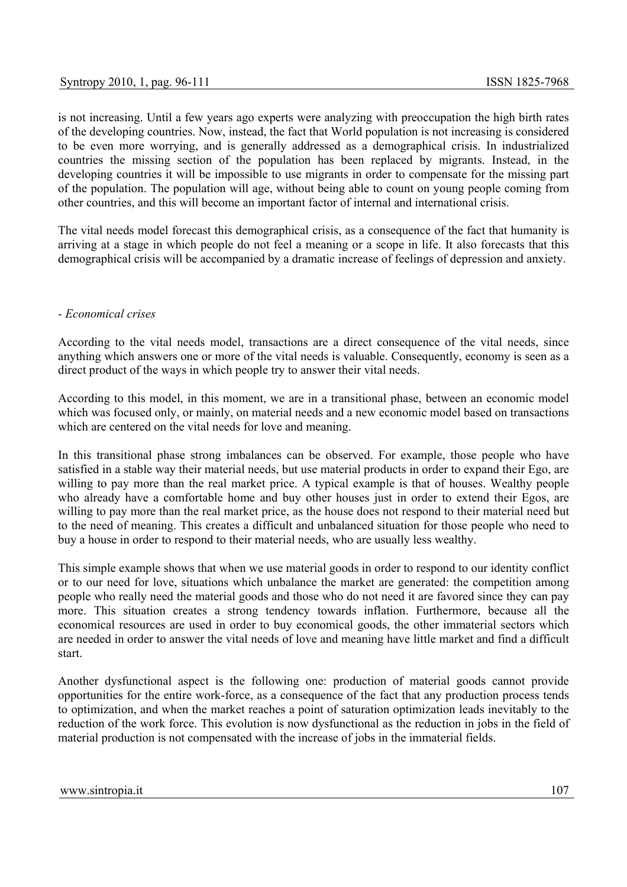is not increasing. Until a few years ago experts were analyzing with preoccupation the high birth rates of the developing countries. Now, instead, the fact that World population is not increasing is considered to be even more worrying, and is generally addressed as a demographical crisis. In industrialized countries the missing section of the population has been replaced by migrants. Instead, in the developing countries it will be impossible to use migrants in order to compensate for the missing part of the population. The population will age, without being able to count on young people coming from other countries, and this will become an important factor of internal and international crisis.

The vital needs model forecast this demographical crisis, as a consequence of the fact that humanity is arriving at a stage in which people do not feel a meaning or a scope in life. It also forecasts that this demographical crisis will be accompanied by a dramatic increase of feelings of depression and anxiety.

- *Economical crises*

According to the vital needs model, transactions are a direct consequence of the vital needs, since anything which answers one or more of the vital needs is valuable. Consequently, economy is seen as a direct product of the ways in which people try to answer their vital needs.

According to this model, in this moment, we are in a transitional phase, between an economic model which was focused only, or mainly, on material needs and a new economic model based on transactions which are centered on the vital needs for love and meaning.

In this transitional phase strong imbalances can be observed. For example, those people who have satisfied in a stable way their material needs, but use material products in order to expand their Ego, are willing to pay more than the real market price. A typical example is that of houses. Wealthy people who already have a comfortable home and buy other houses just in order to extend their Egos, are willing to pay more than the real market price, as the house does not respond to their material need but to the need of meaning. This creates a difficult and unbalanced situation for those people who need to buy a house in order to respond to their material needs, who are usually less wealthy.

This simple example shows that when we use material goods in order to respond to our identity conflict or to our need for love, situations which unbalance the market are generated: the competition among people who really need the material goods and those who do not need it are favored since they can pay more. This situation creates a strong tendency towards inflation. Furthermore, because all the economical resources are used in order to buy economical goods, the other immaterial sectors which are needed in order to answer the vital needs of love and meaning have little market and find a difficult start.

Another dysfunctional aspect is the following one: production of material goods cannot provide opportunities for the entire work-force, as a consequence of the fact that any production process tends to optimization, and when the market reaches a point of saturation optimization leads inevitably to the reduction of the work force. This evolution is now dysfunctional as the reduction in jobs in the field of material production is not compensated with the increase of jobs in the immaterial fields.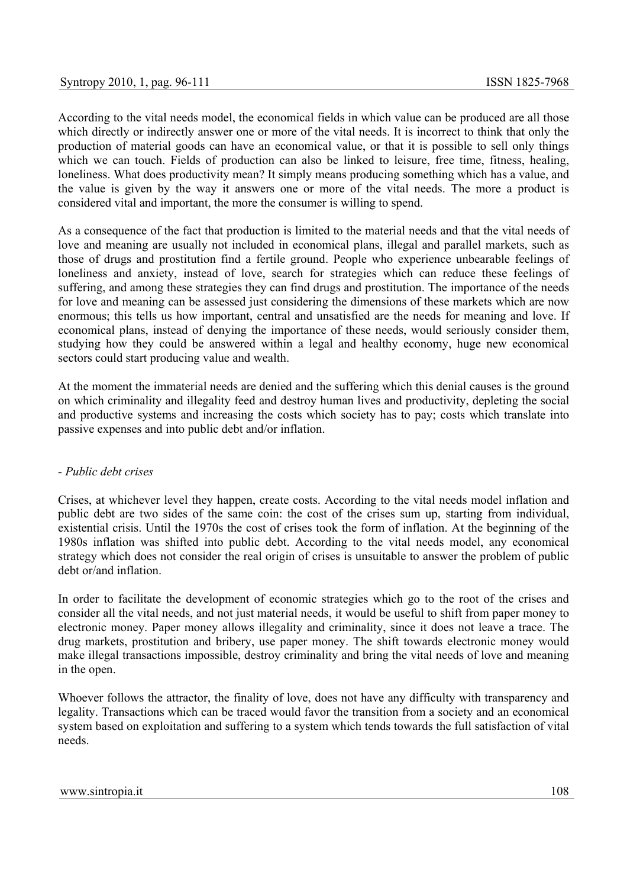According to the vital needs model, the economical fields in which value can be produced are all those which directly or indirectly answer one or more of the vital needs. It is incorrect to think that only the production of material goods can have an economical value, or that it is possible to sell only things which we can touch. Fields of production can also be linked to leisure, free time, fitness, healing, loneliness. What does productivity mean? It simply means producing something which has a value, and the value is given by the way it answers one or more of the vital needs. The more a product is considered vital and important, the more the consumer is willing to spend.

As a consequence of the fact that production is limited to the material needs and that the vital needs of love and meaning are usually not included in economical plans, illegal and parallel markets, such as those of drugs and prostitution find a fertile ground. People who experience unbearable feelings of loneliness and anxiety, instead of love, search for strategies which can reduce these feelings of suffering, and among these strategies they can find drugs and prostitution. The importance of the needs for love and meaning can be assessed just considering the dimensions of these markets which are now enormous; this tells us how important, central and unsatisfied are the needs for meaning and love. If economical plans, instead of denying the importance of these needs, would seriously consider them, studying how they could be answered within a legal and healthy economy, huge new economical sectors could start producing value and wealth.

At the moment the immaterial needs are denied and the suffering which this denial causes is the ground on which criminality and illegality feed and destroy human lives and productivity, depleting the social and productive systems and increasing the costs which society has to pay; costs which translate into passive expenses and into public debt and/or inflation.

- *Public debt crises*

Crises, at whichever level they happen, create costs. According to the vital needs model inflation and public debt are two sides of the same coin: the cost of the crises sum up, starting from individual, existential crisis. Until the 1970s the cost of crises took the form of inflation. At the beginning of the 1980s inflation was shifted into public debt. According to the vital needs model, any economical strategy which does not consider the real origin of crises is unsuitable to answer the problem of public debt or/and inflation.

In order to facilitate the development of economic strategies which go to the root of the crises and consider all the vital needs, and not just material needs, it would be useful to shift from paper money to electronic money. Paper money allows illegality and criminality, since it does not leave a trace. The drug markets, prostitution and bribery, use paper money. The shift towards electronic money would make illegal transactions impossible, destroy criminality and bring the vital needs of love and meaning in the open.

Whoever follows the attractor, the finality of love, does not have any difficulty with transparency and legality. Transactions which can be traced would favor the transition from a society and an economical system based on exploitation and suffering to a system which tends towards the full satisfaction of vital needs.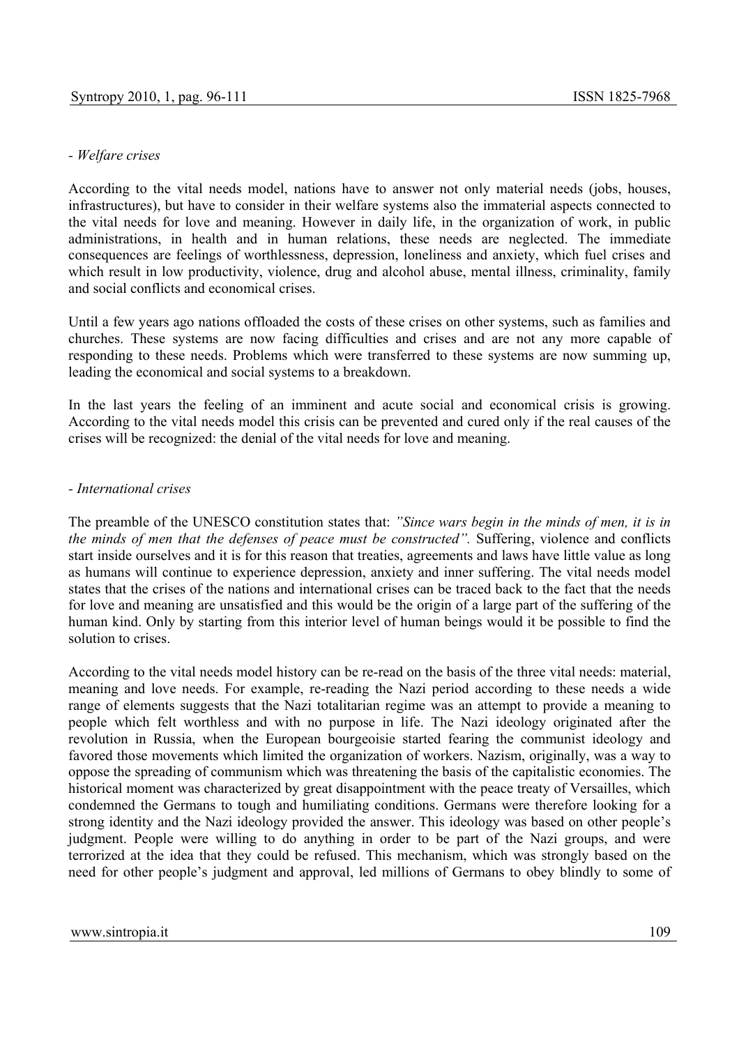*- Welfare crises*

According to the vital needs model, nations have to answer not only material needs (jobs, houses, infrastructures), but have to consider in their welfare systems also the immaterial aspects connected to the vital needs for love and meaning. However in daily life, in the organization of work, in public administrations, in health and in human relations, these needs are neglected. The immediate consequences are feelings of worthlessness, depression, loneliness and anxiety, which fuel crises and which result in low productivity, violence, drug and alcohol abuse, mental illness, criminality, family and social conflicts and economical crises.

Until a few years ago nations offloaded the costs of these crises on other systems, such as families and churches. These systems are now facing difficulties and crises and are not any more capable of responding to these needs. Problems which were transferred to these systems are now summing up, leading the economical and social systems to a breakdown.

In the last years the feeling of an imminent and acute social and economical crisis is growing. According to the vital needs model this crisis can be prevented and cured only if the real causes of the crises will be recognized: the denial of the vital needs for love and meaning.

*- International crises*

The preamble of the UNESCO constitution states that: *"Since wars begin in the minds of men, it is in the minds of men that the defenses of peace must be constructed".* Suffering, violence and conflicts start inside ourselves and it is for this reason that treaties, agreements and laws have little value as long as humans will continue to experience depression, anxiety and inner suffering. The vital needs model states that the crises of the nations and international crises can be traced back to the fact that the needs for love and meaning are unsatisfied and this would be the origin of a large part of the suffering of the human kind. Only by starting from this interior level of human beings would it be possible to find the solution to crises.

According to the vital needs model history can be re-read on the basis of the three vital needs: material, meaning and love needs. For example, re-reading the Nazi period according to these needs a wide range of elements suggests that the Nazi totalitarian regime was an attempt to provide a meaning to people which felt worthless and with no purpose in life. The Nazi ideology originated after the revolution in Russia, when the European bourgeoisie started fearing the communist ideology and favored those movements which limited the organization of workers. Nazism, originally, was a way to oppose the spreading of communism which was threatening the basis of the capitalistic economies. The historical moment was characterized by great disappointment with the peace treaty of Versailles, which condemned the Germans to tough and humiliating conditions. Germans were therefore looking for a strong identity and the Nazi ideology provided the answer. This ideology was based on other people's judgment. People were willing to do anything in order to be part of the Nazi groups, and were terrorized at the idea that they could be refused. This mechanism, which was strongly based on the need for other people's judgment and approval, led millions of Germans to obey blindly to some of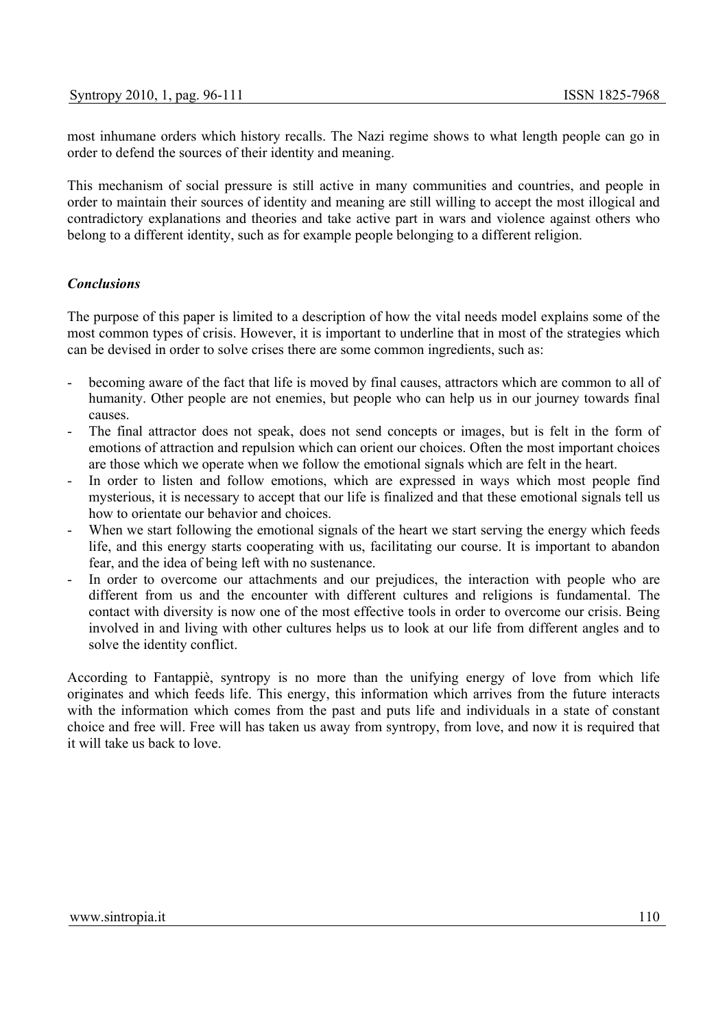most inhumane orders which history recalls. The Nazi regime shows to what length people can go in order to defend the sources of their identity and meaning.

This mechanism of social pressure is still active in many communities and countries, and people in order to maintain their sources of identity and meaning are still willing to accept the most illogical and contradictory explanations and theories and take active part in wars and violence against others who belong to a different identity, such as for example people belonging to a different religion.

### *Conclusions*

The purpose of this paper is limited to a description of how the vital needs model explains some of the most common types of crisis. However, it is important to underline that in most of the strategies which can be devised in order to solve crises there are some common ingredients, such as:

- becoming aware of the fact that life is moved by final causes, attractors which are common to all of humanity. Other people are not enemies, but people who can help us in our journey towards final causes.
- The final attractor does not speak, does not send concepts or images, but is felt in the form of emotions of attraction and repulsion which can orient our choices. Often the most important choices are those which we operate when we follow the emotional signals which are felt in the heart.
- In order to listen and follow emotions, which are expressed in ways which most people find mysterious, it is necessary to accept that our life is finalized and that these emotional signals tell us how to orientate our behavior and choices.
- When we start following the emotional signals of the heart we start serving the energy which feeds life, and this energy starts cooperating with us, facilitating our course. It is important to abandon fear, and the idea of being left with no sustenance.
- In order to overcome our attachments and our prejudices, the interaction with people who are different from us and the encounter with different cultures and religions is fundamental. The contact with diversity is now one of the most effective tools in order to overcome our crisis. Being involved in and living with other cultures helps us to look at our life from different angles and to solve the identity conflict.

According to Fantappiè, syntropy is no more than the unifying energy of love from which life originates and which feeds life. This energy, this information which arrives from the future interacts with the information which comes from the past and puts life and individuals in a state of constant choice and free will. Free will has taken us away from syntropy, from love, and now it is required that it will take us back to love.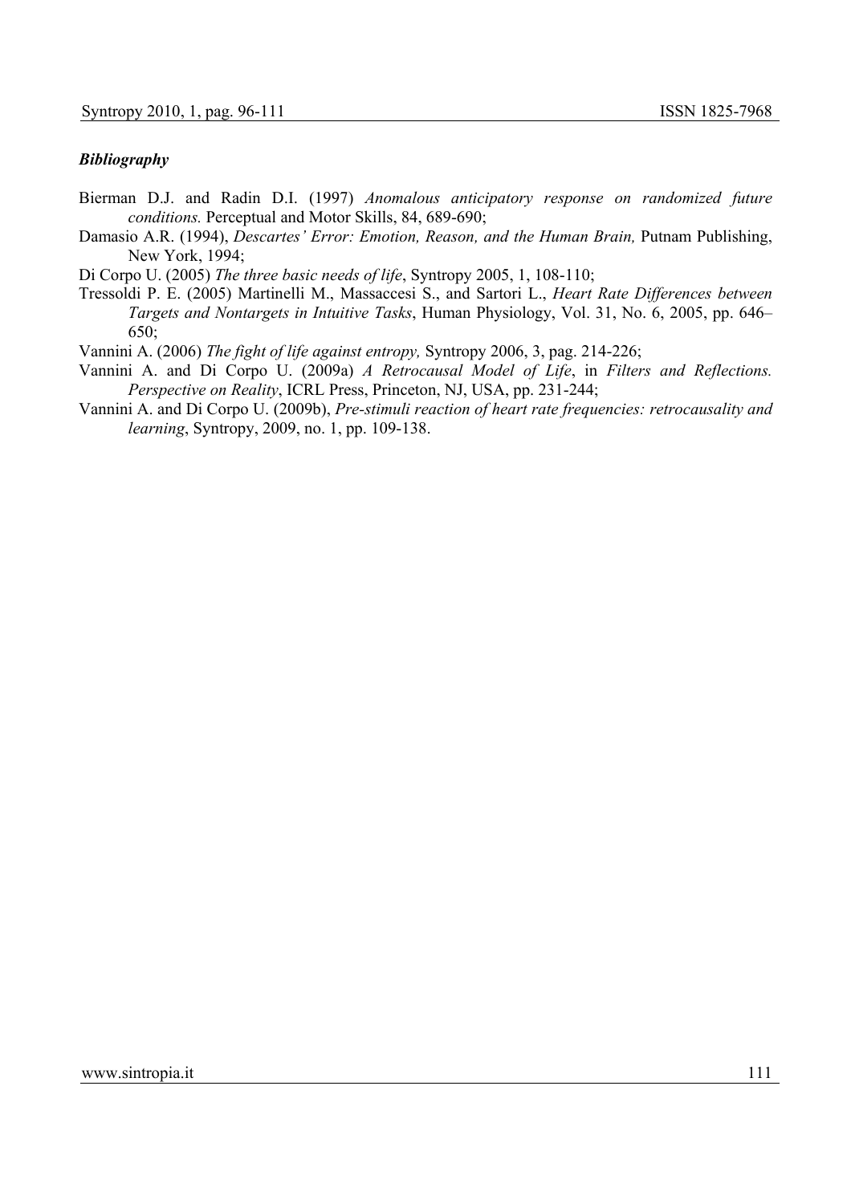***Bibliography***

Bierman D.J. and Radin D.I. (1997) *Anomalous anticipatory response on randomized future conditions.* Perceptual and Motor Skills, 84, 689-690;

Damasio A.R. (1994), *Descartes' Error: Emotion, Reason, and the Human Brain,* Putnam Publishing, New York, 1994;

Di Corpo U. (2005) *The three basic needs of life*, Syntropy 2005, 1, 108-110;

Tressoldi P. E. (2005) Martinelli M., Massaccesi S., and Sartori L., *Heart Rate Differences between Targets and Nontargets in Intuitive Tasks*, Human Physiology, Vol. 31, No. 6, 2005, pp. 646–650;

Vannini A. (2006) *The fight of life against entropy,* Syntropy 2006, 3, pag. 214-226;

Vannini A. and Di Corpo U. (2009a) *A Retrocausal Model of Life*, in *Filters and Reflections. Perspective on Reality*, ICRL Press, Princeton, NJ, USA, pp. 231-244;

Vannini A. and Di Corpo U. (2009b), *Pre-stimuli reaction of heart rate frequencies: retrocausality and learning*, Syntropy, 2009, no. 1, pp. 109-138.